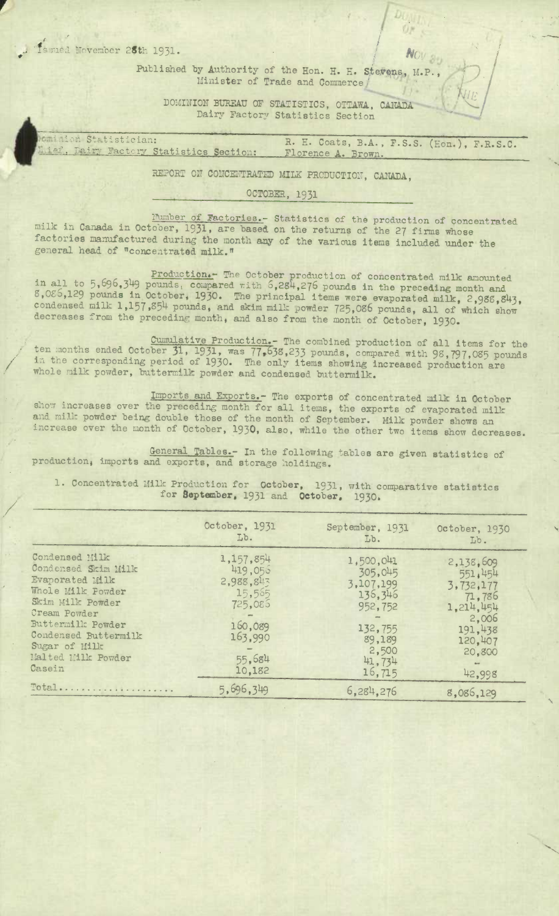Issued November 28th 1931.

Published by Authority of the Hon. H. H. Stevens, M.P.,
Minister of Trade and Commerce

DOMINION BUREAU OF STATISTICS, OTTAWA, CANADA
Dairy Factory Statistics Section

| | |
|---|---|
| Dominion Statistician: | R. H. Coats, B.A., F.S.S. (Hon.), F.R.S.C. |
| Chief, Dairy Factory Statistics Section: | Florence A. Brown. |

# REPORT ON CONCENTRATED MILK PRODUCTION, CANADA,

## OCTOBER, 1931

Number of Factories.- Statistics of the production of concentrated milk in Canada in October, 1931, are based on the returns of the 27 firms whose factories manufactured during the month any of the various items included under the general head of "concentrated milk."

Production.- The October production of concentrated milk amounted in all to 5,696,349 pounds, compared with 6,284,276 pounds in the preceding month and 8,086,129 pounds in October, 1930. The principal items were evaporated milk, 2,988,843, condensed milk 1,157,854 pounds, and skim milk powder 725,086 pounds, all of which show decreases from the preceding month, and also from the month of October, 1930.

Cumulative Production.- The combined production of all items for the ten months ended October 31, 1931, was 77,638,233 pounds, compared with 98,797,085 pounds in the corresponding period of 1930. The only items showing increased production are whole milk powder, buttermilk powder and condensed buttermilk.

Imports and Exports.- The exports of concentrated milk in October show increases over the preceding month for all items, the exports of evaporated milk and milk powder being double those of the month of September. Milk powder shows an increase over the month of October, 1930, also, while the other two items show decreases.

General Tables.- In the following tables are given statistics of production, imports and exports, and storage holdings.

1. Concentrated Milk Production for October, 1931, with comparative statistics for September, 1931 and October, 1930.

| | October, 1931 Lb. | September, 1931 Lb. | October, 1930 Lb. |
|---|---|---|---|
| Condensed Milk | 1,157,854 | 1,500,041 | 2,138,609 |
| Condensed Skim Milk | 419,056 | 305,045 | 551,454 |
| Evaporated Milk | 2,988,843 | 3,107,199 | 3,732,177 |
| Whole Milk Powder | 15,565 | 136,346 | 71,786 |
| Skim Milk Powder | 725,086 | 952,752 | 1,214,454 |
| Cream Powder | - | - | 2,006 |
| Buttermilk Powder | 160,089 | 132,755 | 191,438 |
| Condensed Buttermilk | 163,990 | 89,189 | 120,407 |
| Sugar of Milk | - | 2,500 | 20,800 |
| Malted Milk Powder | 55,684 | 41,734 | - |
| Casein | 10,182 | 16,715 | 42,998 |
| Total | 5,696,349 | 6,284,276 | 8,086,129 |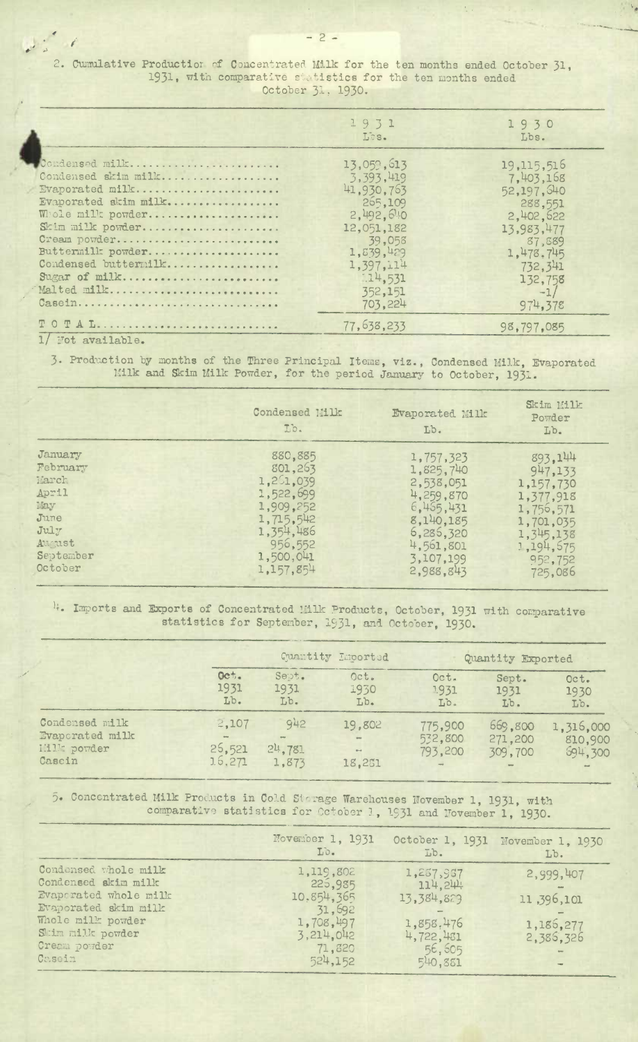2. Cumulative Production of Concentrated Milk for the ten months ended October 31, 1931, with comparative statistics for the ten months ended October 31, 1930.

| | 1931 Lbs. | 1930 Lbs. |
|---|---|---|
| Condensed milk | 13,059,613 | 19,115,516 |
| Condensed skim milk | 3,393,419 | 7,403,168 |
| Evaporated milk | 41,930,763 | 52,197,640 |
| Evaporated skim milk | 265,109 | 288,551 |
| Whole milk powder | 2,492,640 | 2,402,622 |
| Skim milk powder | 12,051,182 | 13,983,477 |
| Cream powder | 39,058 | 87,889 |
| Buttermilk powder | 1,839,429 | 1,478,745 |
| Condensed buttermilk | 1,397,114 | 732,341 |
| Sugar of milk | 114,531 | 132,758 |
| Malted milk | 352,151 | -1/ |
| Casein | 703,224 | 974,378 |
| TOTAL | 77,638,233 | 98,797,085 |

1/ Not available.

3. Production by months of the Three Principal Items, viz., Condensed Milk, Evaporated Milk and Skim Milk Powder, for the period January to October, 1931.

| | Condensed Milk Lb. | Evaporated Milk Lb. | Skim Milk Powder Lb. |
|---|---|---|---|
| January | 880,885 | 1,757,323 | 893,144 |
| February | 801,263 | 1,825,740 | 947,133 |
| March | 1,261,039 | 2,538,051 | 1,157,730 |
| April | 1,522,699 | 4,259,870 | 1,377,918 |
| May | 1,909,252 | 6,465,431 | 1,756,571 |
| June | 1,715,542 | 8,140,185 | 1,701,035 |
| July | 1,354,486 | 6,286,320 | 1,345,138 |
| August | 956,552 | 4,561,801 | 1,194,675 |
| September | 1,500,041 | 3,107,199 | 952,752 |
| October | 1,157,854 | 2,988,843 | 725,086 |

4. Imports and Exports of Concentrated Milk Products, October, 1931 with comparative statistics for September, 1931, and October, 1930.

| | Quantity Imported | | | Quantity Exported | | |
|---|---|---|---|---|---|---|
| | Oct. 1931 Lb. | Sept. 1931 Lb. | Oct. 1930 Lb. | Oct. 1931 Lb. | Sept. 1931 Lb. | Oct. 1930 Lb. |
| Condensed milk | 2,107 | 942 | 19,802 | 775,900 | 669,800 | 1,316,000 |
| Evaporated milk | - | - | - | 532,800 | 271,200 | 810,900 |
| Milk powder | 26,521 | 24,781 | - | 793,200 | 309,700 | 694,300 |
| Casein | 16,271 | 1,873 | 18,251 | - | - | - |

5. Concentrated Milk Products in Cold Storage Warehouses November 1, 1931, with comparative statistics for October 1, 1931 and November 1, 1930.

| | November 1, 1931 Lb. | October 1, 1931 Lb. | November 1, 1930 Lb. |
|---|---|---|---|
| Condensed whole milk | 1,119,802 | 1,257,967 | 2,999,407 |
| Condensed skim milk | 225,985 | 114,244 | - |
| Evaporated whole milk | 10,854,365 | 13,384,829 | 11,396,101 |
| Evaporated skim milk | 31,692 | - | - |
| Whole milk powder | 1,708,497 | 1,858,476 | 1,186,277 |
| Skim milk powder | 3,214,042 | 4,722,481 | 2,386,326 |
| Cream powder | 71,820 | 56,605 | - |
| Casein | 524,152 | 540,881 | - |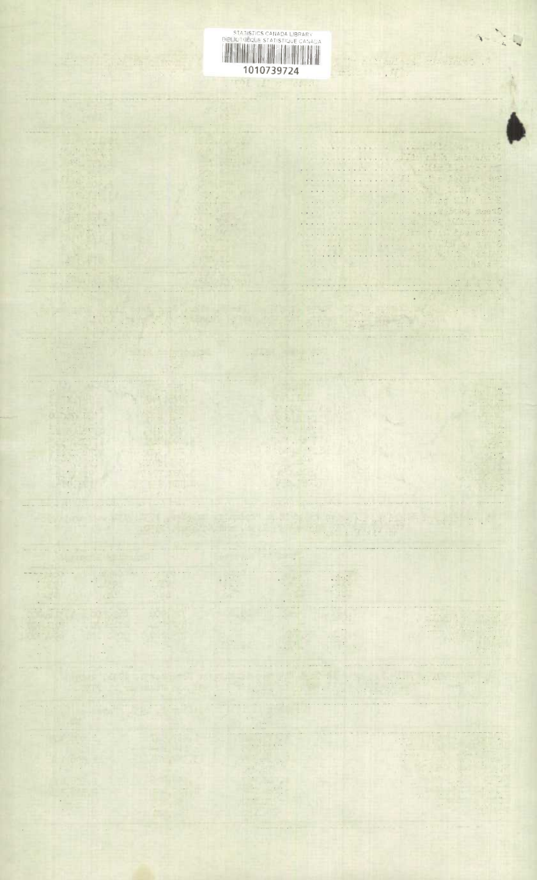STATISTICS CANADA LIBRARY
BIBLIOTHÈQUE STATISTIQUE CANADA

1010739724